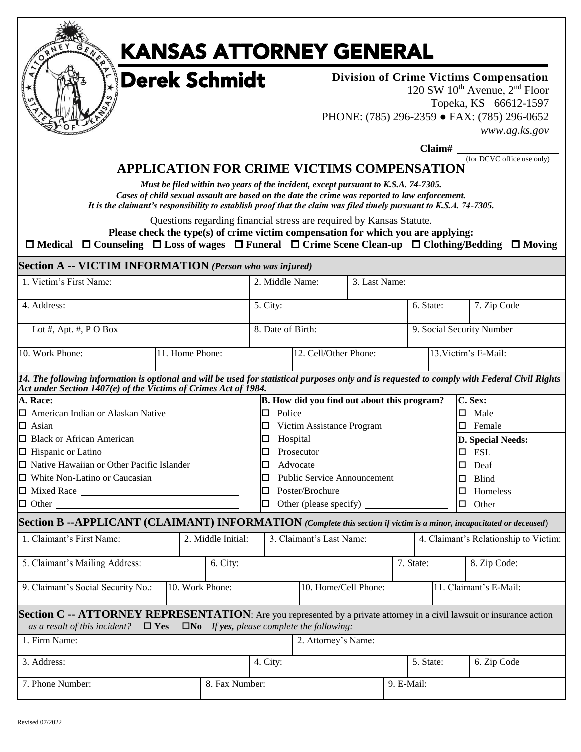# KANSAS ATTORNEY GENERAL

## Derek Schmidt

**Division of Crime Victims Compensation**
120 SW 10th Avenue, 2nd Floor
Topeka, KS 66612-1597
PHONE: (785) 296-2359 ● FAX: (785) 296-0652
*www.ag.ks.gov*

**Claim#** ____________ (for DCVC office use only)

## APPLICATION FOR CRIME VICTIMS COMPENSATION

***Must be filed within two years of the incident, except pursuant to K.S.A. 74-7305.***
***Cases of child sexual assault are based on the date the crime was reported to law enforcement.***
***It is the claimant's responsibility to establish proof that the claim was filed timely pursuant to K.S.A. 74-7305.***

Questions regarding financial stress are required by Kansas Statute.

**Please check the type(s) of crime victim compensation for which you are applying:**

☐ **Medical** ☐ **Counseling** ☐ **Loss of wages** ☐ **Funeral** ☐ **Crime Scene Clean-up** ☐ **Clothing/Bedding** ☐ **Moving**

### Section A -- VICTIM INFORMATION *(Person who was injured)*

| 1. Victim's First Name: | | 2. Middle Name: | 3. Last Name: | | |
|---|---|---|---|---|---|
| 4. Address: | | 5. City: | | 6. State: | 7. Zip Code |
| Lot #, Apt. #, P O Box | | 8. Date of Birth: | | 9. Social Security Number | |
| 10. Work Phone: | 11. Home Phone: | 12. Cell/Other Phone: | | 13. Victim's E-Mail: | |

***14. The following information is optional and will be used for statistical purposes only and is requested to comply with Federal Civil Rights Act under Section 1407(e) of the Victims of Crimes Act of 1984.***

| A. Race: | B. How did you find out about this program? | C. Sex: |
|---|---|---|
| ☐ American Indian or Alaskan Native | ☐ Police | ☐ Male |
| ☐ Asian | ☐ Victim Assistance Program | ☐ Female |
| ☐ Black or African American | ☐ Hospital | **D. Special Needs:** |
| ☐ Hispanic or Latino | ☐ Prosecutor | ☐ ESL |
| ☐ Native Hawaiian or Other Pacific Islander | ☐ Advocate | ☐ Deaf |
| ☐ White Non-Latino or Caucasian | ☐ Public Service Announcement | ☐ Blind |
| ☐ Mixed Race ____________ | ☐ Poster/Brochure | ☐ Homeless |
| ☐ Other ____________ | ☐ Other (please specify) ____________ | ☐ Other ____________ |

### Section B --APPLICANT (CLAIMANT) INFORMATION *(Complete this section if victim is a minor, incapacitated or deceased)*

| 1. Claimant's First Name: | 2. Middle Initial: | 3. Claimant's Last Name: | | 4. Claimant's Relationship to Victim: |
|---|---|---|---|---|
| 5. Claimant's Mailing Address: | 6. City: | | 7. State: | 8. Zip Code: |
| 9. Claimant's Social Security No.: | 10. Work Phone: | 10. Home/Cell Phone: | | 11. Claimant's E-Mail: |

### Section C -- ATTORNEY REPRESENTATION: Are you represented by a private attorney in a civil lawsuit or insurance action *as a result of this incident?* ☐ **Yes** ☐**No** *If yes, please complete the following:*

| 1. Firm Name: | | 2. Attorney's Name: | | |
|---|---|---|---|---|
| 3. Address: | 4. City: | | 5. State: | 6. Zip Code |
| 7. Phone Number: | 8. Fax Number: | | 9. E-Mail: | |

Revised 07/2022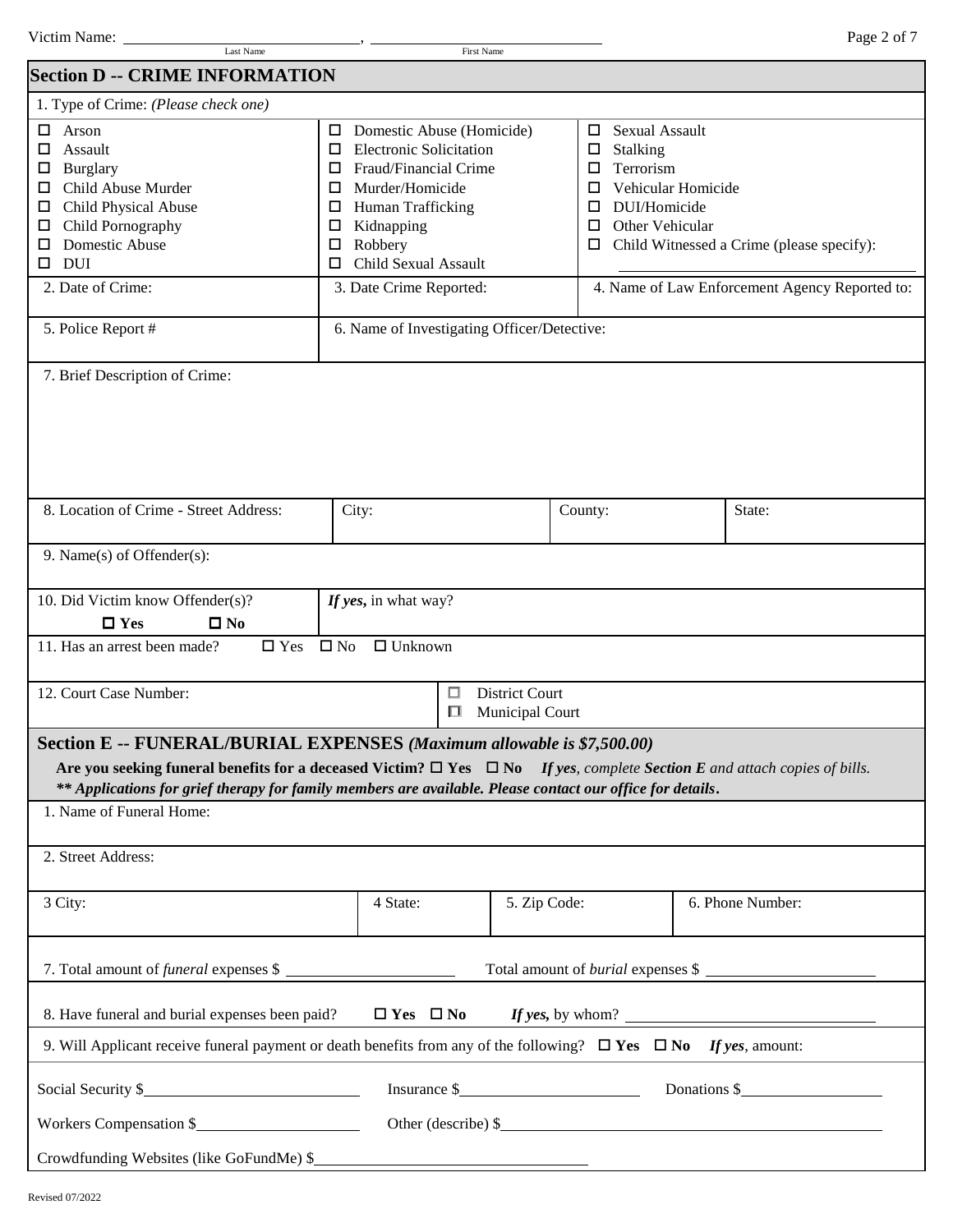Victim Name: ______________________, ______________________
Last Name First Name

## Section D -- CRIME INFORMATION

1. Type of Crime: *(Please check one)*

| | | |
|---|---|---|
| ☐ Arson | ☐ Domestic Abuse (Homicide) | ☐ Sexual Assault |
| ☐ Assault | ☐ Electronic Solicitation | ☐ Stalking |
| ☐ Burglary | ☐ Fraud/Financial Crime | ☐ Terrorism |
| ☐ Child Abuse Murder | ☐ Murder/Homicide | ☐ Vehicular Homicide |
| ☐ Child Physical Abuse | ☐ Human Trafficking | ☐ DUI/Homicide |
| ☐ Child Pornography | ☐ Kidnapping | ☐ Other Vehicular |
| ☐ Domestic Abuse | ☐ Robbery | ☐ Child Witnessed a Crime (please specify): ______________ |
| ☐ DUI | ☐ Child Sexual Assault | |

| 2. Date of Crime: | 3. Date Crime Reported: | 4. Name of Law Enforcement Agency Reported to: |
|---|---|---|

| 5. Police Report # | 6. Name of Investigating Officer/Detective: |
|---|---|

7. Brief Description of Crime:

| 8. Location of Crime - Street Address: | City: | County: | State: |
|---|---|---|---|

9. Name(s) of Offender(s):

| 10. Did Victim know Offender(s)? ☐ **Yes** ☐ **No** | ***If yes,*** in what way? |
|---|---|

11. Has an arrest been made? ☐ Yes ☐ No ☐ Unknown

| 12. Court Case Number: | ☐ District Court ☐ Municipal Court |
|---|---|

## Section E -- FUNERAL/BURIAL EXPENSES *(Maximum allowable is $7,500.00)*

**Are you seeking funeral benefits for a deceased Victim?** ☐ **Yes** ☐ **No** ***If yes****, complete* ***Section E*** *and attach copies of bills.*

***\*\* Applications for grief therapy for family members are available. Please contact our office for details.***

1. Name of Funeral Home:

2. Street Address:

| 3 City: | 4 State: | 5. Zip Code: | 6. Phone Number: |
|---|---|---|---|

7. Total amount of *funeral* expenses $ ______________ Total amount of *burial* expenses $ ______________

8. Have funeral and burial expenses been paid? ☐ **Yes** ☐ **No** ***If yes,*** by whom? ______________

9. Will Applicant receive funeral payment or death benefits from any of the following? ☐ **Yes** ☐ **No** ***If yes***, amount:

Social Security $______________ Insurance $______________ Donations $______________

Workers Compensation $______________ Other (describe) $______________

Crowdfunding Websites (like GoFundMe) $______________

Revised 07/2022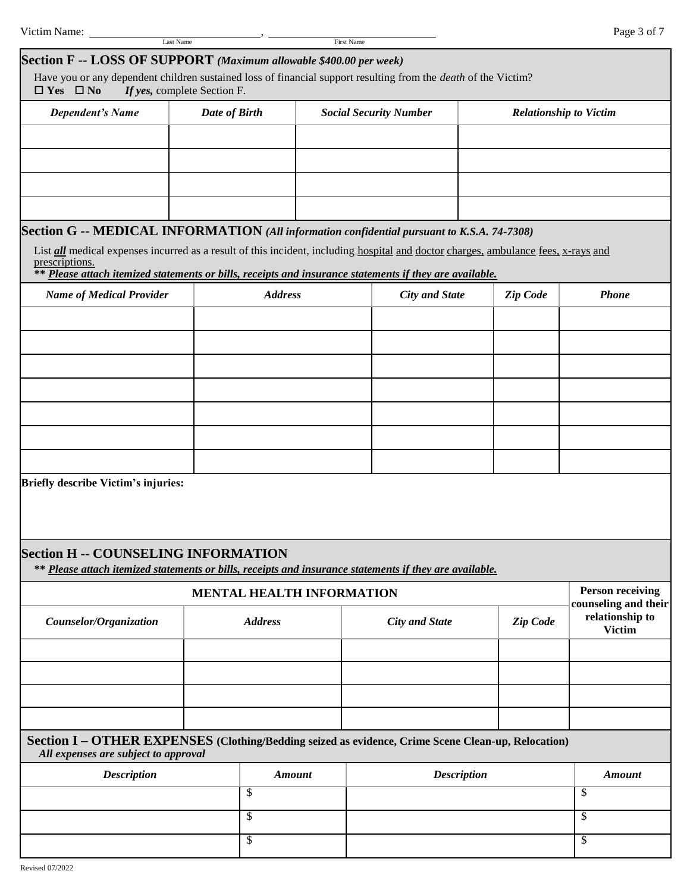Victim Name: \_\_\_\_\_\_\_\_\_\_\_\_\_\_\_\_\_\_\_\_, \_\_\_\_\_\_\_\_\_\_\_\_\_\_\_\_\_\_\_\_
Last Name First Name

## Section F -- LOSS OF SUPPORT *(Maximum allowable $400.00 per week)*

Have you or any dependent children sustained loss of financial support resulting from the *death* of the Victim?
☐ **Yes** ☐ **No** *If yes,* complete Section F.

| *Dependent's Name* | *Date of Birth* | *Social Security Number* | *Relationship to Victim* |
|---|---|---|---|
| | | | |
| | | | |
| | | | |
| | | | |

## Section G -- MEDICAL INFORMATION *(All information confidential pursuant to K.S.A. 74-7308)*

List ***all*** medical expenses incurred as a result of this incident, including hospital and doctor charges, ambulance fees, x-rays and prescriptions.
***\*\* Please attach itemized statements or bills, receipts and insurance statements if they are available.***

| *Name of Medical Provider* | *Address* | *City and State* | *Zip Code* | *Phone* |
|---|---|---|---|---|
| | | | | |
| | | | | |
| | | | | |
| | | | | |
| | | | | |
| | | | | |
| | | | | |

**Briefly describe Victim's injuries:**

## Section H -- COUNSELING INFORMATION

***\*\* Please attach itemized statements or bills, receipts and insurance statements if they are available.***

| **MENTAL HEALTH INFORMATION** | | | | **Person receiving counseling and their relationship to Victim** |
|---|---|---|---|---|
| *Counselor/Organization* | *Address* | *City and State* | *Zip Code* | |
| | | | | |
| | | | | |
| | | | | |
| | | | | |

## Section I – OTHER EXPENSES (Clothing/Bedding seized as evidence, Crime Scene Clean-up, Relocation)

*All expenses are subject to approval*

| *Description* | *Amount* | *Description* | *Amount* |
|---|---|---|---|
| | $ | | $ |
| | $ | | $ |
| | $ | | $ |

Revised 07/2022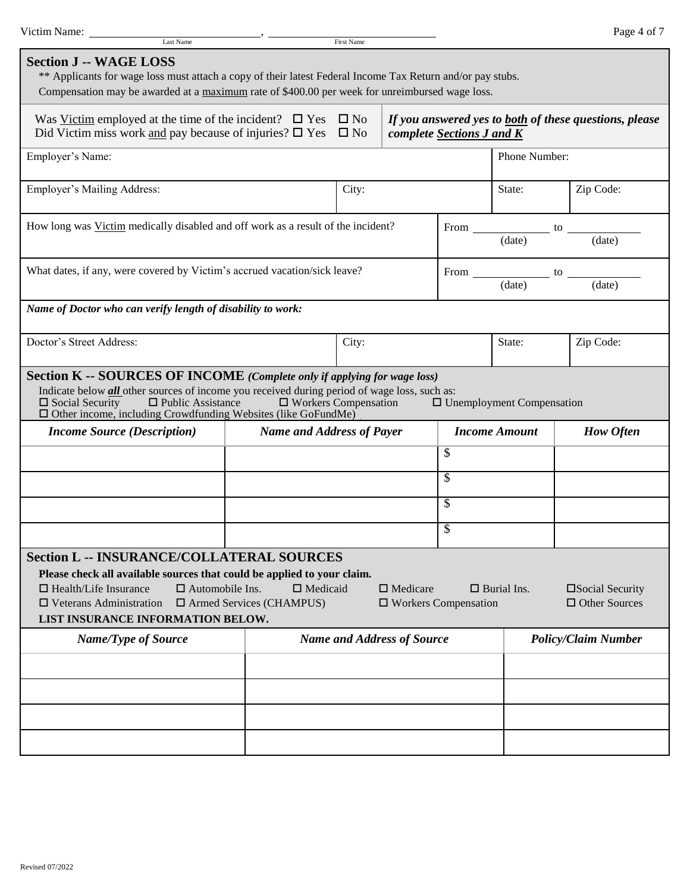Victim Name: ______________________, ______________________
Last Name First Name

## Section J -- WAGE LOSS

** Applicants for wage loss must attach a copy of their latest Federal Income Tax Return and/or pay stubs.
Compensation may be awarded at a maximum rate of $400.00 per week for unreimbursed wage loss.

Was Victim employed at the time of the incident? ☐ Yes ☐ No
Did Victim miss work and pay because of injuries? ☐ Yes ☐ No

***If you answered yes to both of these questions, please complete Sections J and K***

| Employer's Name: | | | Phone Number: | |
|---|---|---|---|---|
| **Employer's Mailing Address:** | City: | | State: | Zip Code: |

How long was Victim medically disabled and off work as a result of the incident? From ________ (date) to ________ (date)

What dates, if any, were covered by Victim's accrued vacation/sick leave? From ________ (date) to ________ (date)

***Name of Doctor who can verify length of disability to work:***

| Doctor's Street Address: | City: | State: | Zip Code: |
|---|---|---|---|
| | | | |

## Section K -- SOURCES OF INCOME *(Complete only if applying for wage loss)*

Indicate below ***all*** other sources of income you received during period of wage loss, such as:
☐ Social Security ☐ Public Assistance ☐ Workers Compensation ☐ Unemployment Compensation
☐ Other income, including Crowdfunding Websites (like GoFundMe)

| *Income Source (Description)* | *Name and Address of Payer* | *Income Amount* | *How Often* |
|---|---|---|---|
| | | $ | |
| | | $ | |
| | | $ | |
| | | $ | |

## Section L -- INSURANCE/COLLATERAL SOURCES

**Please check all available sources that could be applied to your claim.**
☐ Health/Life Insurance ☐ Automobile Ins. ☐ Medicaid ☐ Medicare ☐ Burial Ins. ☐ Social Security
☐ Veterans Administration ☐ Armed Services (CHAMPUS) ☐ Workers Compensation ☐ Other Sources

**LIST INSURANCE INFORMATION BELOW.**

| *Name/Type of Source* | *Name and Address of Source* | *Policy/Claim Number* |
|---|---|---|
| | | |
| | | |
| | | |
| | | |

Revised 07/2022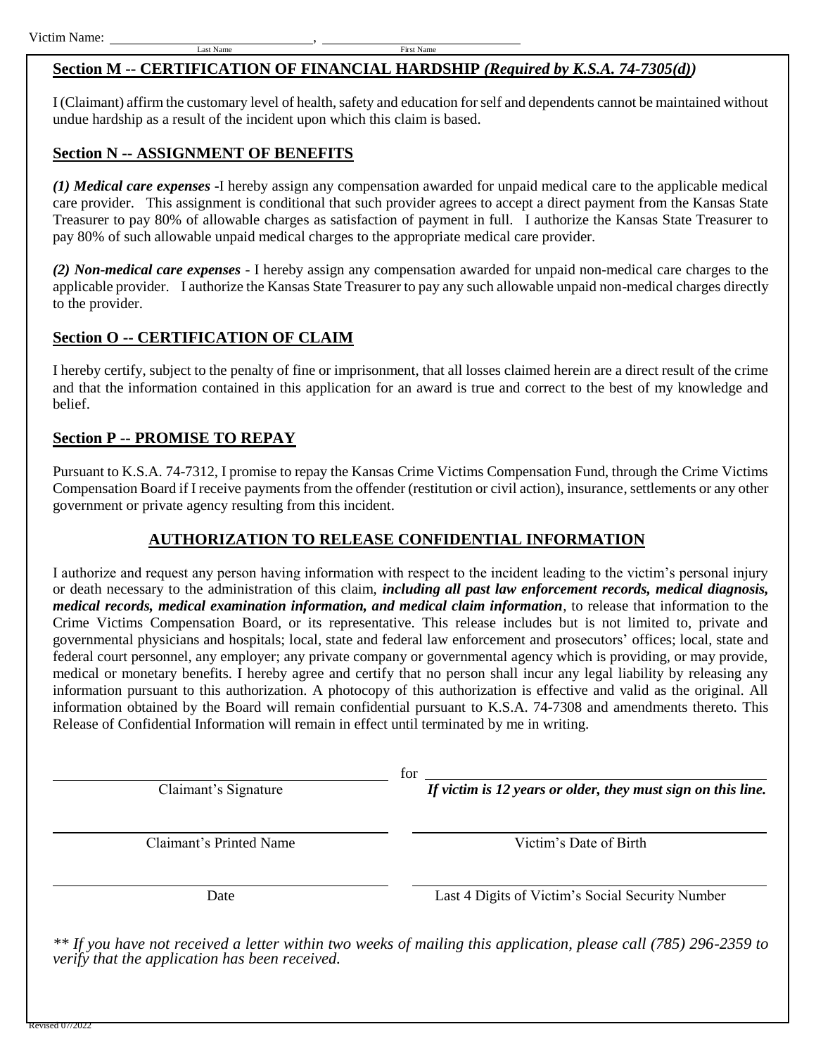Victim Name: ______________________________, ______________________________
Last Name First Name

## Section M -- CERTIFICATION OF FINANCIAL HARDSHIP *(Required by K.S.A. 74-7305(d))*

I (Claimant) affirm the customary level of health, safety and education for self and dependents cannot be maintained without undue hardship as a result of the incident upon which this claim is based.

## Section N -- ASSIGNMENT OF BENEFITS

***(1) Medical care expenses*** -I hereby assign any compensation awarded for unpaid medical care to the applicable medical care provider. This assignment is conditional that such provider agrees to accept a direct payment from the Kansas State Treasurer to pay 80% of allowable charges as satisfaction of payment in full. I authorize the Kansas State Treasurer to pay 80% of such allowable unpaid medical charges to the appropriate medical care provider.

***(2) Non-medical care expenses*** - I hereby assign any compensation awarded for unpaid non-medical care charges to the applicable provider. I authorize the Kansas State Treasurer to pay any such allowable unpaid non-medical charges directly to the provider.

## Section O -- CERTIFICATION OF CLAIM

I hereby certify, subject to the penalty of fine or imprisonment, that all losses claimed herein are a direct result of the crime and that the information contained in this application for an award is true and correct to the best of my knowledge and belief.

## Section P -- PROMISE TO REPAY

Pursuant to K.S.A. 74-7312, I promise to repay the Kansas Crime Victims Compensation Fund, through the Crime Victims Compensation Board if I receive payments from the offender (restitution or civil action), insurance, settlements or any other government or private agency resulting from this incident.

## AUTHORIZATION TO RELEASE CONFIDENTIAL INFORMATION

I authorize and request any person having information with respect to the incident leading to the victim's personal injury or death necessary to the administration of this claim, ***including all past law enforcement records, medical diagnosis, medical records, medical examination information, and medical claim information***, to release that information to the Crime Victims Compensation Board, or its representative. This release includes but is not limited to, private and governmental physicians and hospitals; local, state and federal law enforcement and prosecutors' offices; local, state and federal court personnel, any employer; any private company or governmental agency which is providing, or may provide, medical or monetary benefits. I hereby agree and certify that no person shall incur any legal liability by releasing any information pursuant to this authorization. A photocopy of this authorization is effective and valid as the original. All information obtained by the Board will remain confidential pursuant to K.S.A. 74-7308 and amendments thereto. This Release of Confidential Information will remain in effect until terminated by me in writing.

______________________________ for ______________________________
Claimant's Signature — ***If victim is 12 years or older, they must sign on this line.***

______________________________ ______________________________
Claimant's Printed Name — Victim's Date of Birth

______________________________ ______________________________
Date — Last 4 Digits of Victim's Social Security Number

*\*\* If you have not received a letter within two weeks of mailing this application, please call (785) 296-2359 to verify that the application has been received.*

Revised 07/2022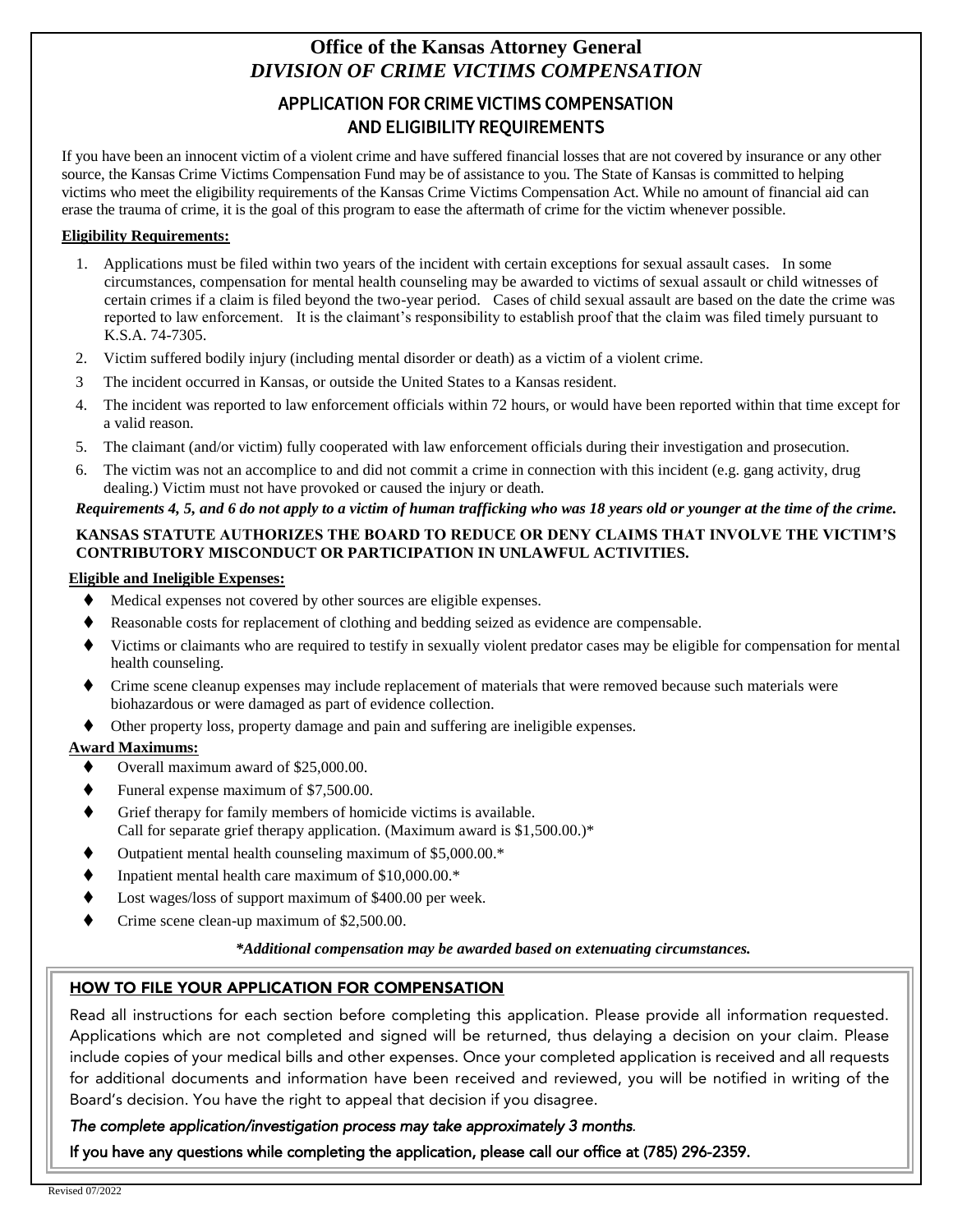# Office of the Kansas Attorney General
## *DIVISION OF CRIME VICTIMS COMPENSATION*

## APPLICATION FOR CRIME VICTIMS COMPENSATION AND ELIGIBILITY REQUIREMENTS

If you have been an innocent victim of a violent crime and have suffered financial losses that are not covered by insurance or any other source, the Kansas Crime Victims Compensation Fund may be of assistance to you. The State of Kansas is committed to helping victims who meet the eligibility requirements of the Kansas Crime Victims Compensation Act. While no amount of financial aid can erase the trauma of crime, it is the goal of this program to ease the aftermath of crime for the victim whenever possible.

**Eligibility Requirements:**

1. Applications must be filed within two years of the incident with certain exceptions for sexual assault cases. In some circumstances, compensation for mental health counseling may be awarded to victims of sexual assault or child witnesses of certain crimes if a claim is filed beyond the two-year period. Cases of child sexual assault are based on the date the crime was reported to law enforcement. It is the claimant's responsibility to establish proof that the claim was filed timely pursuant to K.S.A. 74-7305.
2. Victim suffered bodily injury (including mental disorder or death) as a victim of a violent crime.
3. The incident occurred in Kansas, or outside the United States to a Kansas resident.
4. The incident was reported to law enforcement officials within 72 hours, or would have been reported within that time except for a valid reason.
5. The claimant (and/or victim) fully cooperated with law enforcement officials during their investigation and prosecution.
6. The victim was not an accomplice to and did not commit a crime in connection with this incident (e.g. gang activity, drug dealing.) Victim must not have provoked or caused the injury or death.

***Requirements 4, 5, and 6 do not apply to a victim of human trafficking who was 18 years old or younger at the time of the crime.***

**KANSAS STATUTE AUTHORIZES THE BOARD TO REDUCE OR DENY CLAIMS THAT INVOLVE THE VICTIM'S CONTRIBUTORY MISCONDUCT OR PARTICIPATION IN UNLAWFUL ACTIVITIES.**

**Eligible and Ineligible Expenses:**

- Medical expenses not covered by other sources are eligible expenses.
- Reasonable costs for replacement of clothing and bedding seized as evidence are compensable.
- Victims or claimants who are required to testify in sexually violent predator cases may be eligible for compensation for mental health counseling.
- Crime scene cleanup expenses may include replacement of materials that were removed because such materials were biohazardous or were damaged as part of evidence collection.
- Other property loss, property damage and pain and suffering are ineligible expenses.

**Award Maximums:**

- Overall maximum award of $25,000.00.
- Funeral expense maximum of $7,500.00.
- Grief therapy for family members of homicide victims is available. Call for separate grief therapy application. (Maximum award is $1,500.00.)*
- Outpatient mental health counseling maximum of $5,000.00.*
- Inpatient mental health care maximum of $10,000.00.*
- Lost wages/loss of support maximum of $400.00 per week.
- Crime scene clean-up maximum of $2,500.00.

***Additional compensation may be awarded based on extenuating circumstances.***

### HOW TO FILE YOUR APPLICATION FOR COMPENSATION

Read all instructions for each section before completing this application. Please provide all information requested. Applications which are not completed and signed will be returned, thus delaying a decision on your claim. Please include copies of your medical bills and other expenses. Once your completed application is received and all requests for additional documents and information have been received and reviewed, you will be notified in writing of the Board's decision. You have the right to appeal that decision if you disagree.

*The complete application/investigation process may take approximately 3 months.*

If you have any questions while completing the application, please call our office at (785) 296-2359.

Revised 07/2022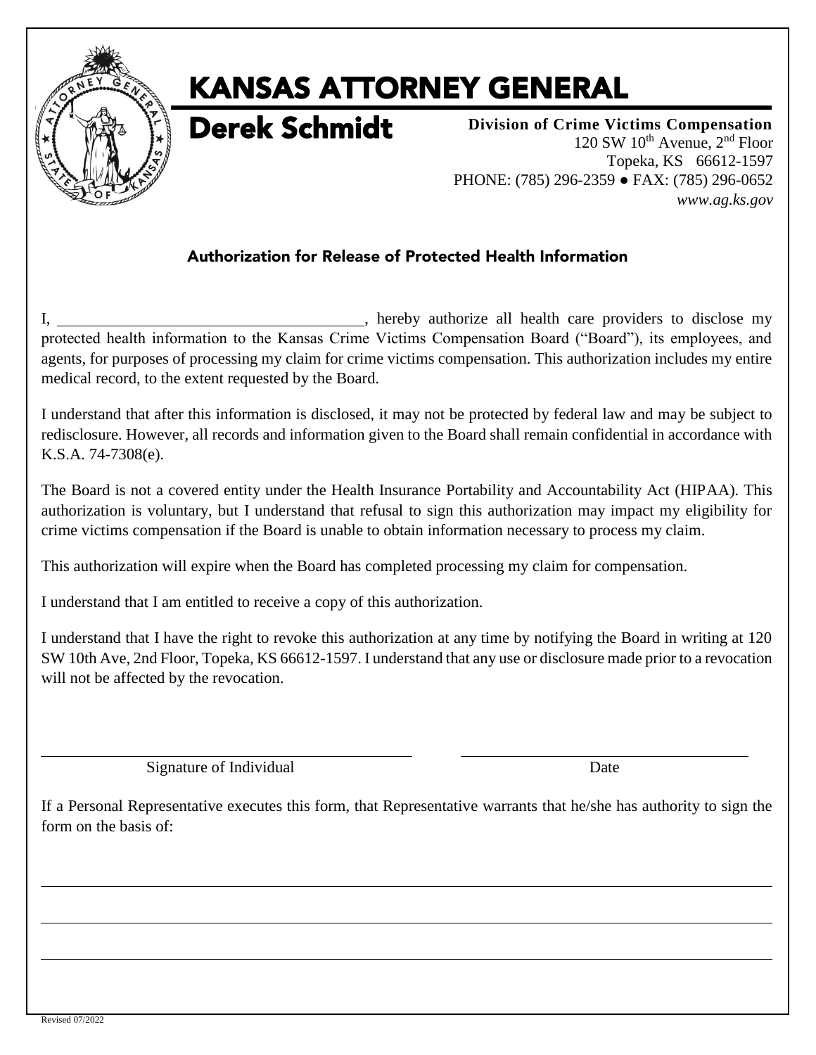# KANSAS ATTORNEY GENERAL

## Derek Schmidt

**Division of Crime Victims Compensation**
120 SW 10th Avenue, 2nd Floor
Topeka, KS 66612-1597
PHONE: (785) 296-2359 ● FAX: (785) 296-0652
*www.ag.ks.gov*

### Authorization for Release of Protected Health Information

I, ______________________________________, hereby authorize all health care providers to disclose my protected health information to the Kansas Crime Victims Compensation Board ("Board"), its employees, and agents, for purposes of processing my claim for crime victims compensation. This authorization includes my entire medical record, to the extent requested by the Board.

I understand that after this information is disclosed, it may not be protected by federal law and may be subject to redisclosure. However, all records and information given to the Board shall remain confidential in accordance with K.S.A. 74-7308(e).

The Board is not a covered entity under the Health Insurance Portability and Accountability Act (HIPAA). This authorization is voluntary, but I understand that refusal to sign this authorization may impact my eligibility for crime victims compensation if the Board is unable to obtain information necessary to process my claim.

This authorization will expire when the Board has completed processing my claim for compensation.

I understand that I am entitled to receive a copy of this authorization.

I understand that I have the right to revoke this authorization at any time by notifying the Board in writing at 120 SW 10th Ave, 2nd Floor, Topeka, KS 66612-1597. I understand that any use or disclosure made prior to a revocation will not be affected by the revocation.

______________________________________ ______________________________________
Signature of Individual Date

If a Personal Representative executes this form, that Representative warrants that he/she has authority to sign the form on the basis of:

______________________________________________________________________________

______________________________________________________________________________

______________________________________________________________________________

Revised 07/2022